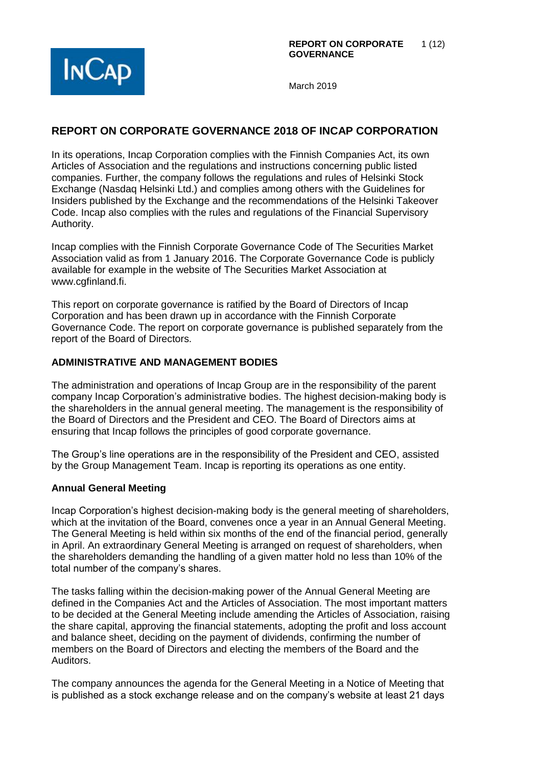# REPORT ON CORPORATE GOVERNANCE 2018 OF INCAP CORPORATION

In its operations, Incap Corporation complies with the Finnish Companies Act, its own Articles of Association and the regulations and instructions concerning public listed companies. Further, the company follows the regulations and rules of Helsinki Stock Exchange (Nasdaq Helsinki Ltd.) and complies among others with the Guidelines for Insiders published by the Exchange and the recommendations of the Helsinki Takeover Code. Incap also complies with the rules and regulations of the Financial Supervisory Authority.

Incap complies with the Finnish Corporate Governance Code of The Securities Market Association valid as from 1 January 2016. The Corporate Governance Code is publicly available for example in the website of The Securities Market Association at www.cgfinland.fi.

This report on corporate governance is ratified by the Board of Directors of Incap Corporation and has been drawn up in accordance with the Finnish Corporate Governance Code. The report on corporate governance is published separately from the report of the Board of Directors.

## ADMINISTRATIVE AND MANAGEMENT BODIES

The administration and operations of Incap Group are in the responsibility of the parent company Incap Corporation's administrative bodies. The highest decision-making body is the shareholders in the annual general meeting. The management is the responsibility of the Board of Directors and the President and CEO. The Board of Directors aims at ensuring that Incap follows the principles of good corporate governance.

The Group's line operations are in the responsibility of the President and CEO, assisted by the Group Management Team. Incap is reporting its operations as one entity.

### Annual General Meeting

Incap Corporation's highest decision-making body is the general meeting of shareholders, which at the invitation of the Board, convenes once a year in an Annual General Meeting. The General Meeting is held within six months of the end of the financial period, generally in April. An extraordinary General Meeting is arranged on request of shareholders, when the shareholders demanding the handling of a given matter hold no less than 10% of the total number of the company's shares.

The tasks falling within the decision-making power of the Annual General Meeting are defined in the Companies Act and the Articles of Association. The most important matters to be decided at the General Meeting include amending the Articles of Association, raising the share capital, approving the financial statements, adopting the profit and loss account and balance sheet, deciding on the payment of dividends, confirming the number of members on the Board of Directors and electing the members of the Board and the Auditors.

The company announces the agenda for the General Meeting in a Notice of Meeting that is published as a stock exchange release and on the company's website at least 21 days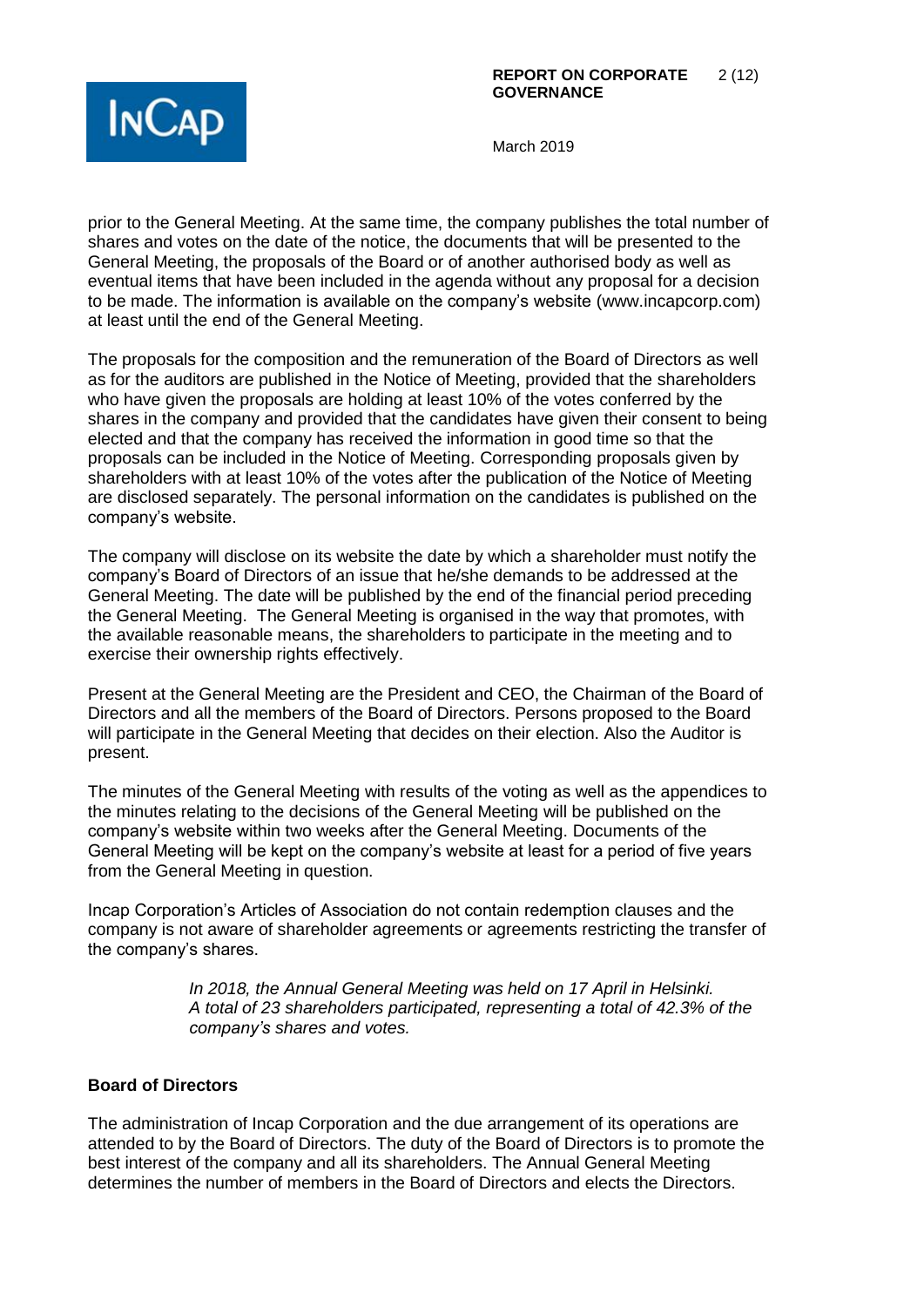prior to the General Meeting. At the same time, the company publishes the total number of shares and votes on the date of the notice, the documents that will be presented to the General Meeting, the proposals of the Board or of another authorised body as well as eventual items that have been included in the agenda without any proposal for a decision to be made. The information is available on the company's website (www.incapcorp.com) at least until the end of the General Meeting.

The proposals for the composition and the remuneration of the Board of Directors as well as for the auditors are published in the Notice of Meeting, provided that the shareholders who have given the proposals are holding at least 10% of the votes conferred by the shares in the company and provided that the candidates have given their consent to being elected and that the company has received the information in good time so that the proposals can be included in the Notice of Meeting. Corresponding proposals given by shareholders with at least 10% of the votes after the publication of the Notice of Meeting are disclosed separately. The personal information on the candidates is published on the company's website.

The company will disclose on its website the date by which a shareholder must notify the company's Board of Directors of an issue that he/she demands to be addressed at the General Meeting. The date will be published by the end of the financial period preceding the General Meeting. The General Meeting is organised in the way that promotes, with the available reasonable means, the shareholders to participate in the meeting and to exercise their ownership rights effectively.

Present at the General Meeting are the President and CEO, the Chairman of the Board of Directors and all the members of the Board of Directors. Persons proposed to the Board will participate in the General Meeting that decides on their election. Also the Auditor is present.

The minutes of the General Meeting with results of the voting as well as the appendices to the minutes relating to the decisions of the General Meeting will be published on the company's website within two weeks after the General Meeting. Documents of the General Meeting will be kept on the company's website at least for a period of five years from the General Meeting in question.

Incap Corporation's Articles of Association do not contain redemption clauses and the company is not aware of shareholder agreements or agreements restricting the transfer of the company's shares.

*In 2018, the Annual General Meeting was held on 17 April in Helsinki. A total of 23 shareholders participated, representing a total of 42.3% of the company's shares and votes.*

## Board of Directors

The administration of Incap Corporation and the due arrangement of its operations are attended to by the Board of Directors. The duty of the Board of Directors is to promote the best interest of the company and all its shareholders. The Annual General Meeting determines the number of members in the Board of Directors and elects the Directors.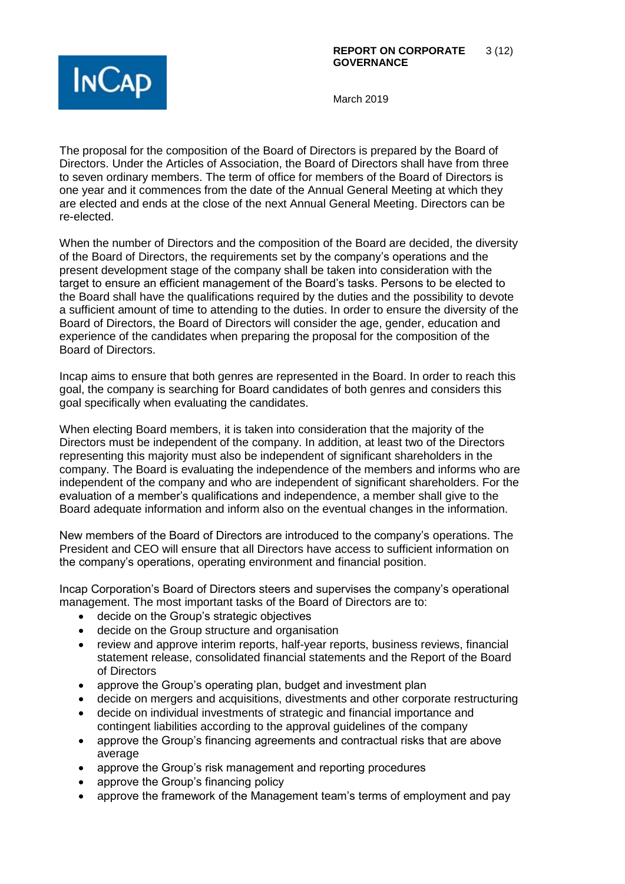The proposal for the composition of the Board of Directors is prepared by the Board of Directors. Under the Articles of Association, the Board of Directors shall have from three to seven ordinary members. The term of office for members of the Board of Directors is one year and it commences from the date of the Annual General Meeting at which they are elected and ends at the close of the next Annual General Meeting. Directors can be re-elected.

When the number of Directors and the composition of the Board are decided, the diversity of the Board of Directors, the requirements set by the company's operations and the present development stage of the company shall be taken into consideration with the target to ensure an efficient management of the Board's tasks. Persons to be elected to the Board shall have the qualifications required by the duties and the possibility to devote a sufficient amount of time to attending to the duties. In order to ensure the diversity of the Board of Directors, the Board of Directors will consider the age, gender, education and experience of the candidates when preparing the proposal for the composition of the Board of Directors.

Incap aims to ensure that both genres are represented in the Board. In order to reach this goal, the company is searching for Board candidates of both genres and considers this goal specifically when evaluating the candidates.

When electing Board members, it is taken into consideration that the majority of the Directors must be independent of the company. In addition, at least two of the Directors representing this majority must also be independent of significant shareholders in the company. The Board is evaluating the independence of the members and informs who are independent of the company and who are independent of significant shareholders. For the evaluation of a member's qualifications and independence, a member shall give to the Board adequate information and inform also on the eventual changes in the information.

New members of the Board of Directors are introduced to the company's operations. The President and CEO will ensure that all Directors have access to sufficient information on the company's operations, operating environment and financial position.

Incap Corporation's Board of Directors steers and supervises the company's operational management. The most important tasks of the Board of Directors are to:

- decide on the Group's strategic objectives
- decide on the Group structure and organisation
- review and approve interim reports, half-year reports, business reviews, financial statement release, consolidated financial statements and the Report of the Board of Directors
- approve the Group's operating plan, budget and investment plan
- decide on mergers and acquisitions, divestments and other corporate restructuring
- decide on individual investments of strategic and financial importance and contingent liabilities according to the approval guidelines of the company
- approve the Group's financing agreements and contractual risks that are above average
- approve the Group's risk management and reporting procedures
- approve the Group's financing policy
- approve the framework of the Management team's terms of employment and pay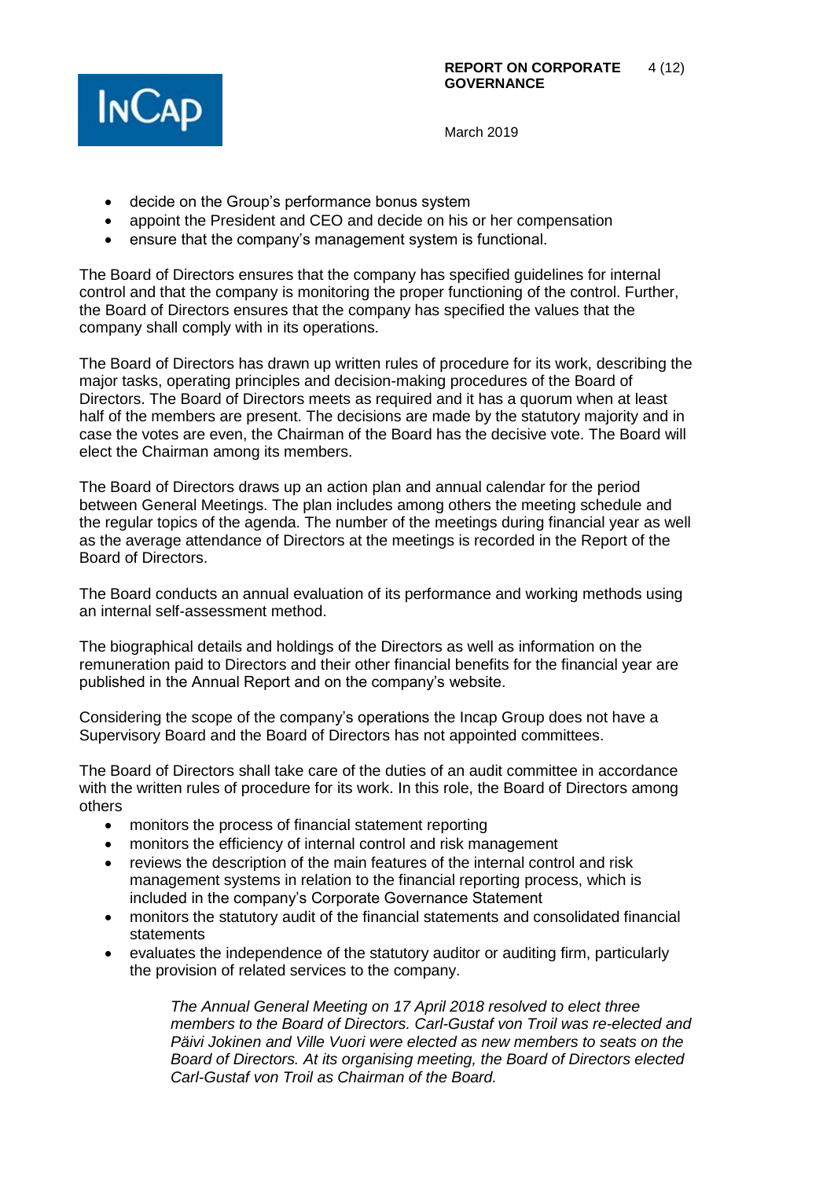- decide on the Group's performance bonus system
- appoint the President and CEO and decide on his or her compensation
- ensure that the company's management system is functional.

The Board of Directors ensures that the company has specified guidelines for internal control and that the company is monitoring the proper functioning of the control. Further, the Board of Directors ensures that the company has specified the values that the company shall comply with in its operations.

The Board of Directors has drawn up written rules of procedure for its work, describing the major tasks, operating principles and decision-making procedures of the Board of Directors. The Board of Directors meets as required and it has a quorum when at least half of the members are present. The decisions are made by the statutory majority and in case the votes are even, the Chairman of the Board has the decisive vote. The Board will elect the Chairman among its members.

The Board of Directors draws up an action plan and annual calendar for the period between General Meetings. The plan includes among others the meeting schedule and the regular topics of the agenda. The number of the meetings during financial year as well as the average attendance of Directors at the meetings is recorded in the Report of the Board of Directors.

The Board conducts an annual evaluation of its performance and working methods using an internal self-assessment method.

The biographical details and holdings of the Directors as well as information on the remuneration paid to Directors and their other financial benefits for the financial year are published in the Annual Report and on the company's website.

Considering the scope of the company's operations the Incap Group does not have a Supervisory Board and the Board of Directors has not appointed committees.

The Board of Directors shall take care of the duties of an audit committee in accordance with the written rules of procedure for its work. In this role, the Board of Directors among others

- monitors the process of financial statement reporting
- monitors the efficiency of internal control and risk management
- reviews the description of the main features of the internal control and risk management systems in relation to the financial reporting process, which is included in the company's Corporate Governance Statement
- monitors the statutory audit of the financial statements and consolidated financial statements
- evaluates the independence of the statutory auditor or auditing firm, particularly the provision of related services to the company.

*The Annual General Meeting on 17 April 2018 resolved to elect three members to the Board of Directors. Carl-Gustaf von Troil was re-elected and Päivi Jokinen and Ville Vuori were elected as new members to seats on the Board of Directors. At its organising meeting, the Board of Directors elected Carl-Gustaf von Troil as Chairman of the Board.*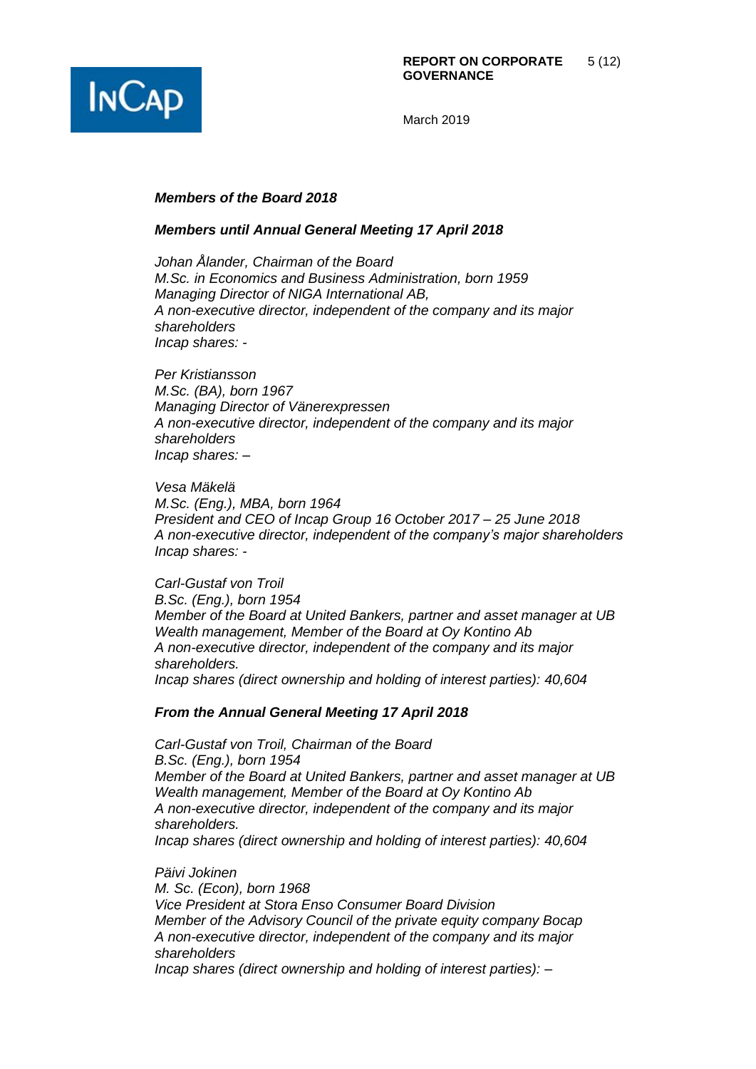### *Members of the Board 2018*

### *Members until Annual General Meeting 17 April 2018*

*Johan Ålander, Chairman of the Board*
*M.Sc. in Economics and Business Administration, born 1959*
*Managing Director of NIGA International AB,*
*A non-executive director, independent of the company and its major shareholders*
*Incap shares: -*

*Per Kristiansson*
*M.Sc. (BA), born 1967*
*Managing Director of Vänerexpressen*
*A non-executive director, independent of the company and its major shareholders*
*Incap shares: –*

*Vesa Mäkelä*
*M.Sc. (Eng.), MBA, born 1964*
*President and CEO of Incap Group 16 October 2017 – 25 June 2018*
*A non-executive director, independent of the company's major shareholders*
*Incap shares: -*

*Carl-Gustaf von Troil*
*B.Sc. (Eng.), born 1954*
*Member of the Board at United Bankers, partner and asset manager at UB Wealth management, Member of the Board at Oy Kontino Ab*
*A non-executive director, independent of the company and its major shareholders.*
*Incap shares (direct ownership and holding of interest parties): 40,604*

### *From the Annual General Meeting 17 April 2018*

*Carl-Gustaf von Troil, Chairman of the Board*
*B.Sc. (Eng.), born 1954*
*Member of the Board at United Bankers, partner and asset manager at UB Wealth management, Member of the Board at Oy Kontino Ab*
*A non-executive director, independent of the company and its major shareholders.*
*Incap shares (direct ownership and holding of interest parties): 40,604*

*Päivi Jokinen*
*M. Sc. (Econ), born 1968*
*Vice President at Stora Enso Consumer Board Division*
*Member of the Advisory Council of the private equity company Bocap*
*A non-executive director, independent of the company and its major shareholders*
*Incap shares (direct ownership and holding of interest parties): –*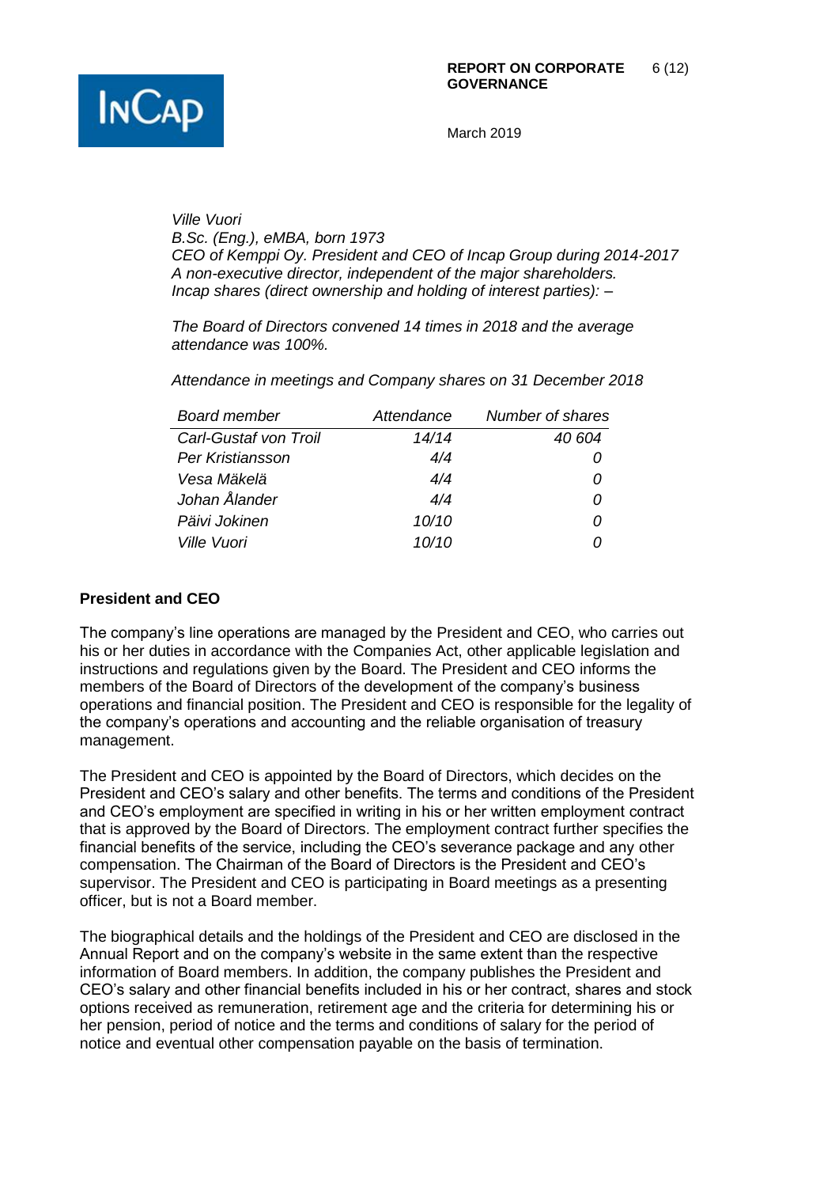*Ville Vuori*
*B.Sc. (Eng.), eMBA, born 1973*
*CEO of Kemppi Oy. President and CEO of Incap Group during 2014-2017*
*A non-executive director, independent of the major shareholders.*
*Incap shares (direct ownership and holding of interest parties): –*

*The Board of Directors convened 14 times in 2018 and the average attendance was 100%.*

*Attendance in meetings and Company shares on 31 December 2018*

| *Board member* | *Attendance* | *Number of shares* |
|---|---|---|
| *Carl-Gustaf von Troil* | *14/14* | *40 604* |
| *Per Kristiansson* | *4/4* | *0* |
| *Vesa Mäkelä* | *4/4* | *0* |
| *Johan Ålander* | *4/4* | *0* |
| *Päivi Jokinen* | *10/10* | *0* |
| *Ville Vuori* | *10/10* | *0* |

## President and CEO

The company's line operations are managed by the President and CEO, who carries out his or her duties in accordance with the Companies Act, other applicable legislation and instructions and regulations given by the Board. The President and CEO informs the members of the Board of Directors of the development of the company's business operations and financial position. The President and CEO is responsible for the legality of the company's operations and accounting and the reliable organisation of treasury management.

The President and CEO is appointed by the Board of Directors, which decides on the President and CEO's salary and other benefits. The terms and conditions of the President and CEO's employment are specified in writing in his or her written employment contract that is approved by the Board of Directors. The employment contract further specifies the financial benefits of the service, including the CEO's severance package and any other compensation. The Chairman of the Board of Directors is the President and CEO's supervisor. The President and CEO is participating in Board meetings as a presenting officer, but is not a Board member.

The biographical details and the holdings of the President and CEO are disclosed in the Annual Report and on the company's website in the same extent than the respective information of Board members. In addition, the company publishes the President and CEO's salary and other financial benefits included in his or her contract, shares and stock options received as remuneration, retirement age and the criteria for determining his or her pension, period of notice and the terms and conditions of salary for the period of notice and eventual other compensation payable on the basis of termination.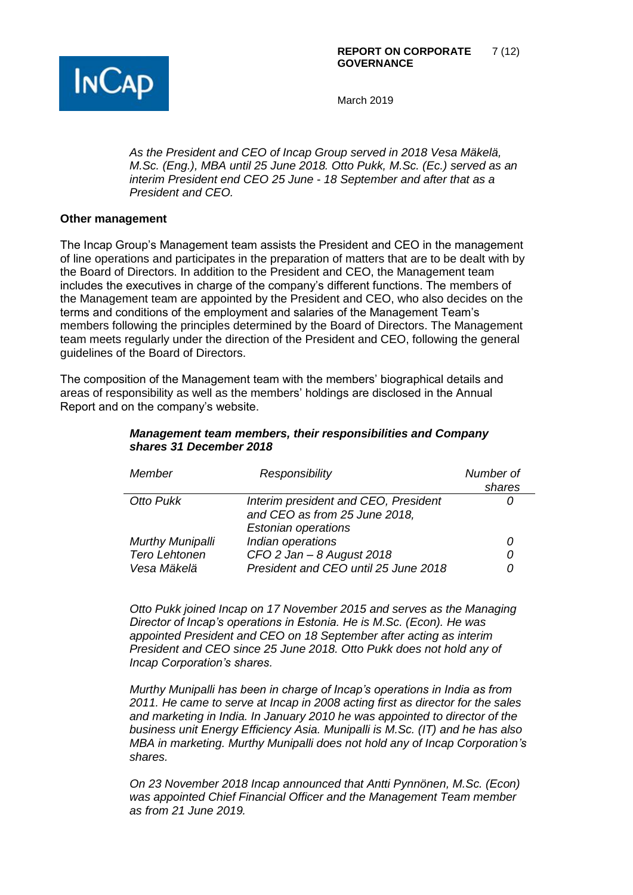*As the President and CEO of Incap Group served in 2018 Vesa Mäkelä, M.Sc. (Eng.), MBA until 25 June 2018. Otto Pukk, M.Sc. (Ec.) served as an interim President end CEO 25 June - 18 September and after that as a President and CEO.*

**Other management**

The Incap Group's Management team assists the President and CEO in the management of line operations and participates in the preparation of matters that are to be dealt with by the Board of Directors. In addition to the President and CEO, the Management team includes the executives in charge of the company's different functions. The members of the Management team are appointed by the President and CEO, who also decides on the terms and conditions of the employment and salaries of the Management Team's members following the principles determined by the Board of Directors. The Management team meets regularly under the direction of the President and CEO, following the general guidelines of the Board of Directors.

The composition of the Management team with the members' biographical details and areas of responsibility as well as the members' holdings are disclosed in the Annual Report and on the company's website.

***Management team members, their responsibilities and Company shares 31 December 2018***

| *Member* | *Responsibility* | *Number of shares* |
|---|---|---|
| *Otto Pukk* | *Interim president and CEO, President and CEO as from 25 June 2018, Estonian operations* | *0* |
| *Murthy Munipalli* | *Indian operations* | *0* |
| *Tero Lehtonen* | *CFO 2 Jan – 8 August 2018* | *0* |
| *Vesa Mäkelä* | *President and CEO until 25 June 2018* | *0* |

*Otto Pukk joined Incap on 17 November 2015 and serves as the Managing Director of Incap's operations in Estonia. He is M.Sc. (Econ). He was appointed President and CEO on 18 September after acting as interim President and CEO since 25 June 2018. Otto Pukk does not hold any of Incap Corporation's shares.*

*Murthy Munipalli has been in charge of Incap's operations in India as from 2011. He came to serve at Incap in 2008 acting first as director for the sales and marketing in India. In January 2010 he was appointed to director of the business unit Energy Efficiency Asia. Munipalli is M.Sc. (IT) and he has also MBA in marketing. Murthy Munipalli does not hold any of Incap Corporation's shares.*

*On 23 November 2018 Incap announced that Antti Pynnönen, M.Sc. (Econ) was appointed Chief Financial Officer and the Management Team member as from 21 June 2019.*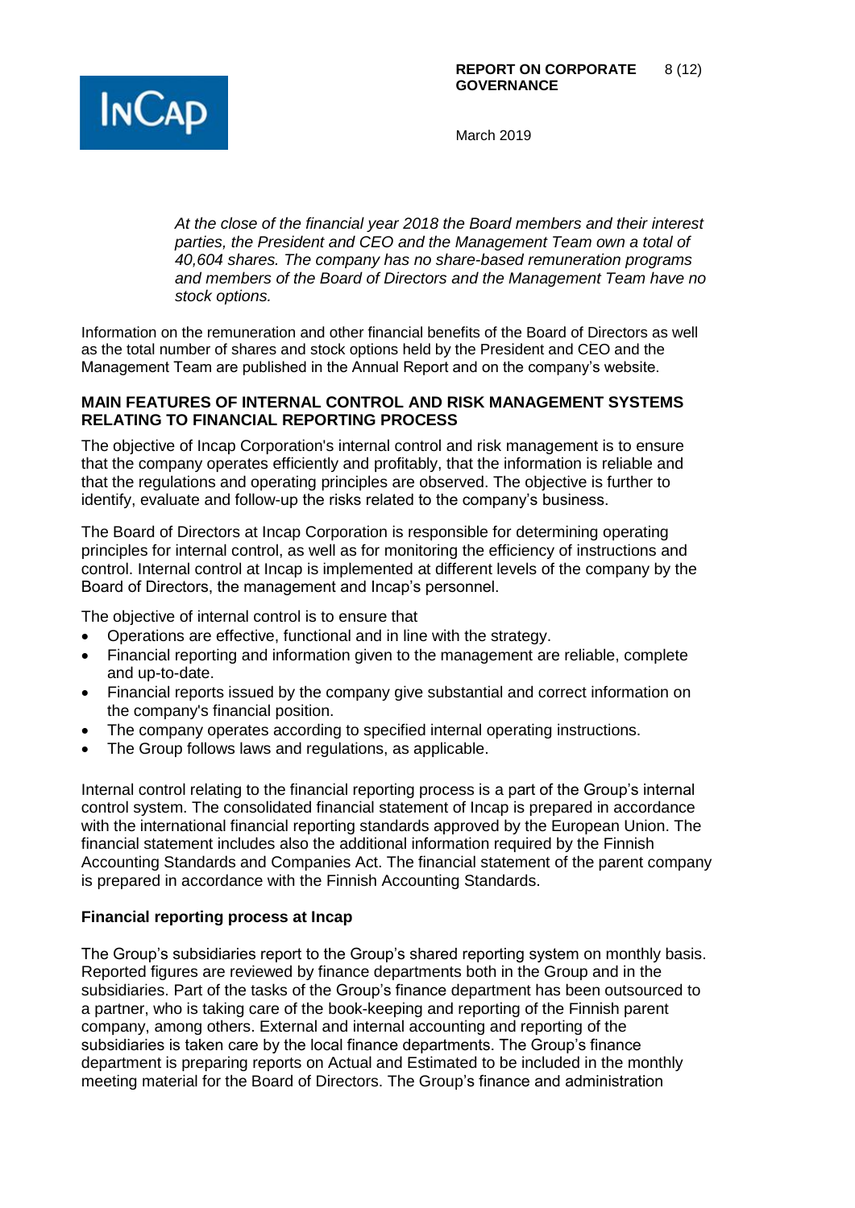*At the close of the financial year 2018 the Board members and their interest parties, the President and CEO and the Management Team own a total of 40,604 shares. The company has no share-based remuneration programs and members of the Board of Directors and the Management Team have no stock options.*

Information on the remuneration and other financial benefits of the Board of Directors as well as the total number of shares and stock options held by the President and CEO and the Management Team are published in the Annual Report and on the company's website.

## MAIN FEATURES OF INTERNAL CONTROL AND RISK MANAGEMENT SYSTEMS RELATING TO FINANCIAL REPORTING PROCESS

The objective of Incap Corporation's internal control and risk management is to ensure that the company operates efficiently and profitably, that the information is reliable and that the regulations and operating principles are observed. The objective is further to identify, evaluate and follow-up the risks related to the company's business.

The Board of Directors at Incap Corporation is responsible for determining operating principles for internal control, as well as for monitoring the efficiency of instructions and control. Internal control at Incap is implemented at different levels of the company by the Board of Directors, the management and Incap's personnel.

The objective of internal control is to ensure that

- Operations are effective, functional and in line with the strategy.
- Financial reporting and information given to the management are reliable, complete and up-to-date.
- Financial reports issued by the company give substantial and correct information on the company's financial position.
- The company operates according to specified internal operating instructions.
- The Group follows laws and regulations, as applicable.

Internal control relating to the financial reporting process is a part of the Group's internal control system. The consolidated financial statement of Incap is prepared in accordance with the international financial reporting standards approved by the European Union. The financial statement includes also the additional information required by the Finnish Accounting Standards and Companies Act. The financial statement of the parent company is prepared in accordance with the Finnish Accounting Standards.

### Financial reporting process at Incap

The Group's subsidiaries report to the Group's shared reporting system on monthly basis. Reported figures are reviewed by finance departments both in the Group and in the subsidiaries. Part of the tasks of the Group's finance department has been outsourced to a partner, who is taking care of the book-keeping and reporting of the Finnish parent company, among others. External and internal accounting and reporting of the subsidiaries is taken care by the local finance departments. The Group's finance department is preparing reports on Actual and Estimated to be included in the monthly meeting material for the Board of Directors. The Group's finance and administration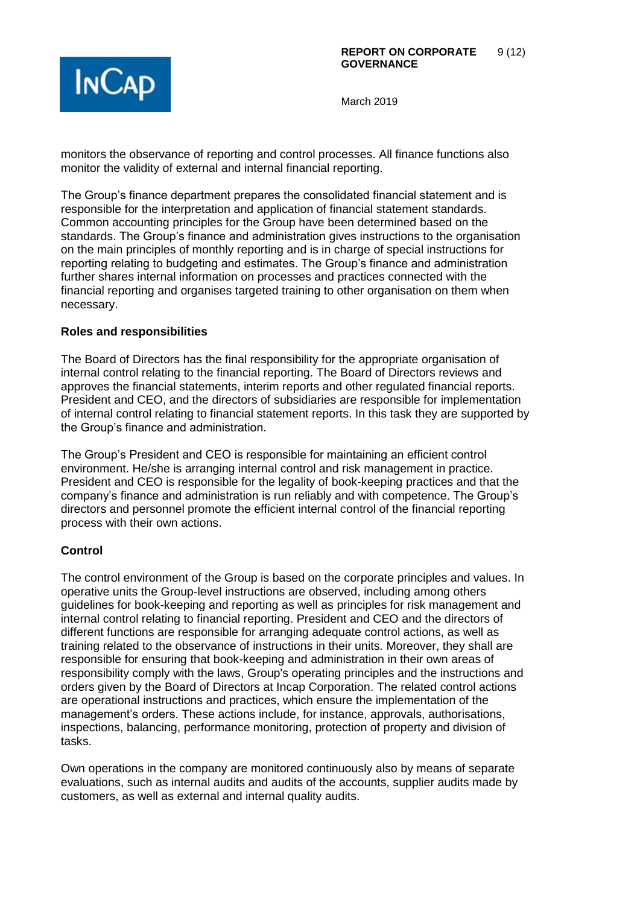monitors the observance of reporting and control processes. All finance functions also monitor the validity of external and internal financial reporting.

The Group's finance department prepares the consolidated financial statement and is responsible for the interpretation and application of financial statement standards. Common accounting principles for the Group have been determined based on the standards. The Group's finance and administration gives instructions to the organisation on the main principles of monthly reporting and is in charge of special instructions for reporting relating to budgeting and estimates. The Group's finance and administration further shares internal information on processes and practices connected with the financial reporting and organises targeted training to other organisation on them when necessary.

**Roles and responsibilities**

The Board of Directors has the final responsibility for the appropriate organisation of internal control relating to the financial reporting. The Board of Directors reviews and approves the financial statements, interim reports and other regulated financial reports. President and CEO, and the directors of subsidiaries are responsible for implementation of internal control relating to financial statement reports. In this task they are supported by the Group's finance and administration.

The Group's President and CEO is responsible for maintaining an efficient control environment. He/she is arranging internal control and risk management in practice. President and CEO is responsible for the legality of book-keeping practices and that the company's finance and administration is run reliably and with competence. The Group's directors and personnel promote the efficient internal control of the financial reporting process with their own actions.

**Control**

The control environment of the Group is based on the corporate principles and values. In operative units the Group-level instructions are observed, including among others guidelines for book-keeping and reporting as well as principles for risk management and internal control relating to financial reporting. President and CEO and the directors of different functions are responsible for arranging adequate control actions, as well as training related to the observance of instructions in their units. Moreover, they shall are responsible for ensuring that book-keeping and administration in their own areas of responsibility comply with the laws, Group's operating principles and the instructions and orders given by the Board of Directors at Incap Corporation. The related control actions are operational instructions and practices, which ensure the implementation of the management's orders. These actions include, for instance, approvals, authorisations, inspections, balancing, performance monitoring, protection of property and division of tasks.

Own operations in the company are monitored continuously also by means of separate evaluations, such as internal audits and audits of the accounts, supplier audits made by customers, as well as external and internal quality audits.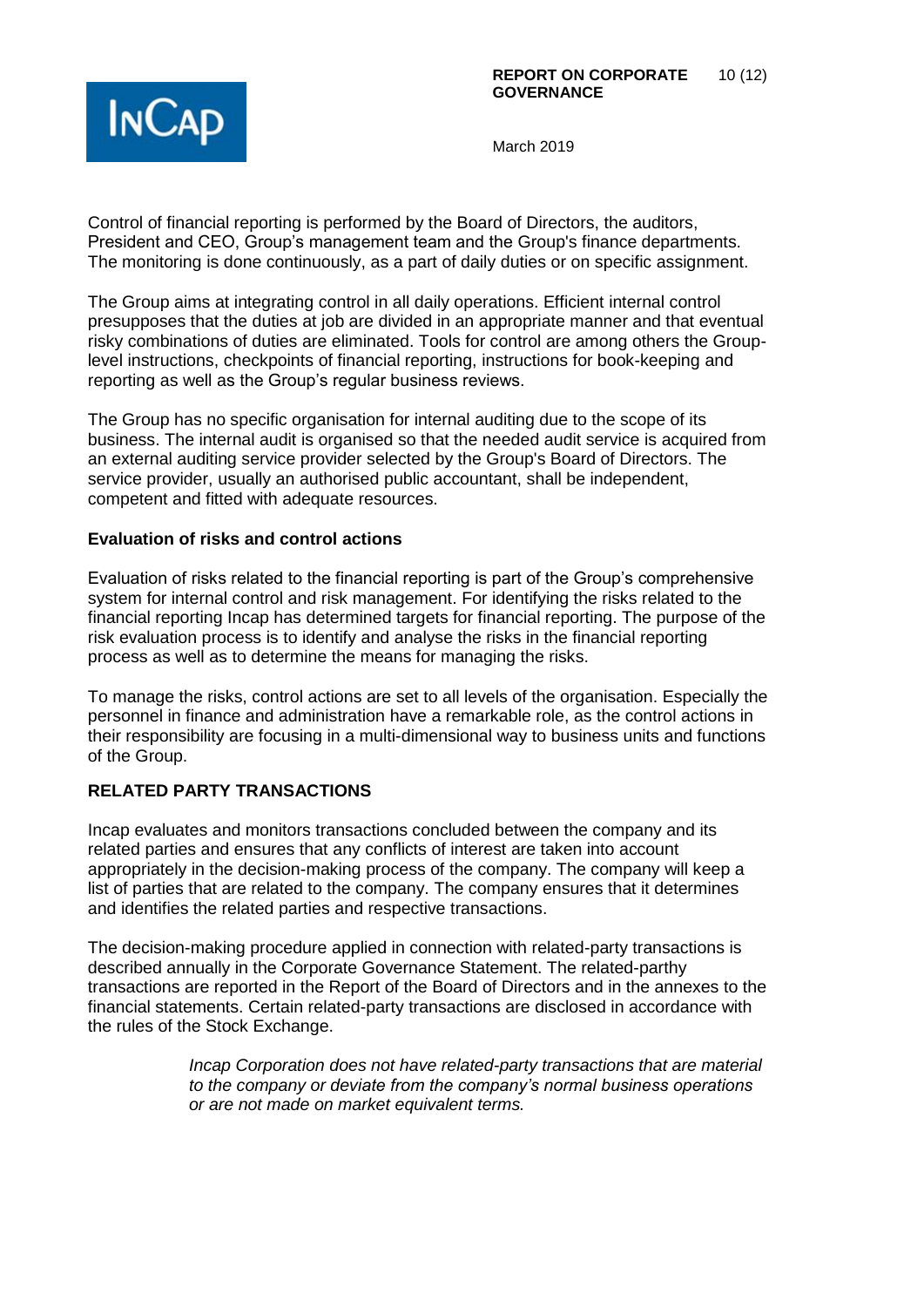Control of financial reporting is performed by the Board of Directors, the auditors, President and CEO, Group's management team and the Group's finance departments. The monitoring is done continuously, as a part of daily duties or on specific assignment.

The Group aims at integrating control in all daily operations. Efficient internal control presupposes that the duties at job are divided in an appropriate manner and that eventual risky combinations of duties are eliminated. Tools for control are among others the Group-level instructions, checkpoints of financial reporting, instructions for book-keeping and reporting as well as the Group's regular business reviews.

The Group has no specific organisation for internal auditing due to the scope of its business. The internal audit is organised so that the needed audit service is acquired from an external auditing service provider selected by the Group's Board of Directors. The service provider, usually an authorised public accountant, shall be independent, competent and fitted with adequate resources.

**Evaluation of risks and control actions**

Evaluation of risks related to the financial reporting is part of the Group's comprehensive system for internal control and risk management. For identifying the risks related to the financial reporting Incap has determined targets for financial reporting. The purpose of the risk evaluation process is to identify and analyse the risks in the financial reporting process as well as to determine the means for managing the risks.

To manage the risks, control actions are set to all levels of the organisation. Especially the personnel in finance and administration have a remarkable role, as the control actions in their responsibility are focusing in a multi-dimensional way to business units and functions of the Group.

## RELATED PARTY TRANSACTIONS

Incap evaluates and monitors transactions concluded between the company and its related parties and ensures that any conflicts of interest are taken into account appropriately in the decision-making process of the company. The company will keep a list of parties that are related to the company. The company ensures that it determines and identifies the related parties and respective transactions.

The decision-making procedure applied in connection with related-party transactions is described annually in the Corporate Governance Statement. The related-parthy transactions are reported in the Report of the Board of Directors and in the annexes to the financial statements. Certain related-party transactions are disclosed in accordance with the rules of the Stock Exchange.

*Incap Corporation does not have related-party transactions that are material to the company or deviate from the company's normal business operations or are not made on market equivalent terms.*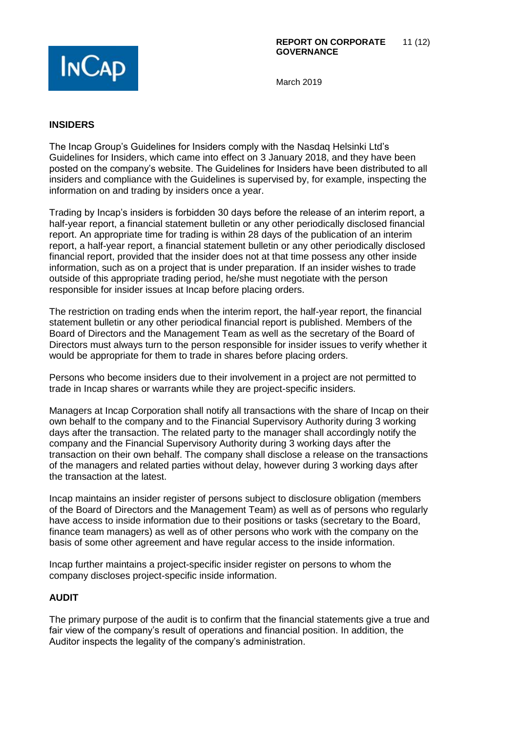## INSIDERS

The Incap Group's Guidelines for Insiders comply with the Nasdaq Helsinki Ltd's Guidelines for Insiders, which came into effect on 3 January 2018, and they have been posted on the company's website. The Guidelines for Insiders have been distributed to all insiders and compliance with the Guidelines is supervised by, for example, inspecting the information on and trading by insiders once a year.

Trading by Incap's insiders is forbidden 30 days before the release of an interim report, a half-year report, a financial statement bulletin or any other periodically disclosed financial report. An appropriate time for trading is within 28 days of the publication of an interim report, a half-year report, a financial statement bulletin or any other periodically disclosed financial report, provided that the insider does not at that time possess any other inside information, such as on a project that is under preparation. If an insider wishes to trade outside of this appropriate trading period, he/she must negotiate with the person responsible for insider issues at Incap before placing orders.

The restriction on trading ends when the interim report, the half-year report, the financial statement bulletin or any other periodical financial report is published. Members of the Board of Directors and the Management Team as well as the secretary of the Board of Directors must always turn to the person responsible for insider issues to verify whether it would be appropriate for them to trade in shares before placing orders.

Persons who become insiders due to their involvement in a project are not permitted to trade in Incap shares or warrants while they are project-specific insiders.

Managers at Incap Corporation shall notify all transactions with the share of Incap on their own behalf to the company and to the Financial Supervisory Authority during 3 working days after the transaction. The related party to the manager shall accordingly notify the company and the Financial Supervisory Authority during 3 working days after the transaction on their own behalf. The company shall disclose a release on the transactions of the managers and related parties without delay, however during 3 working days after the transaction at the latest.

Incap maintains an insider register of persons subject to disclosure obligation (members of the Board of Directors and the Management Team) as well as of persons who regularly have access to inside information due to their positions or tasks (secretary to the Board, finance team managers) as well as of other persons who work with the company on the basis of some other agreement and have regular access to the inside information.

Incap further maintains a project-specific insider register on persons to whom the company discloses project-specific inside information.

## AUDIT

The primary purpose of the audit is to confirm that the financial statements give a true and fair view of the company's result of operations and financial position. In addition, the Auditor inspects the legality of the company's administration.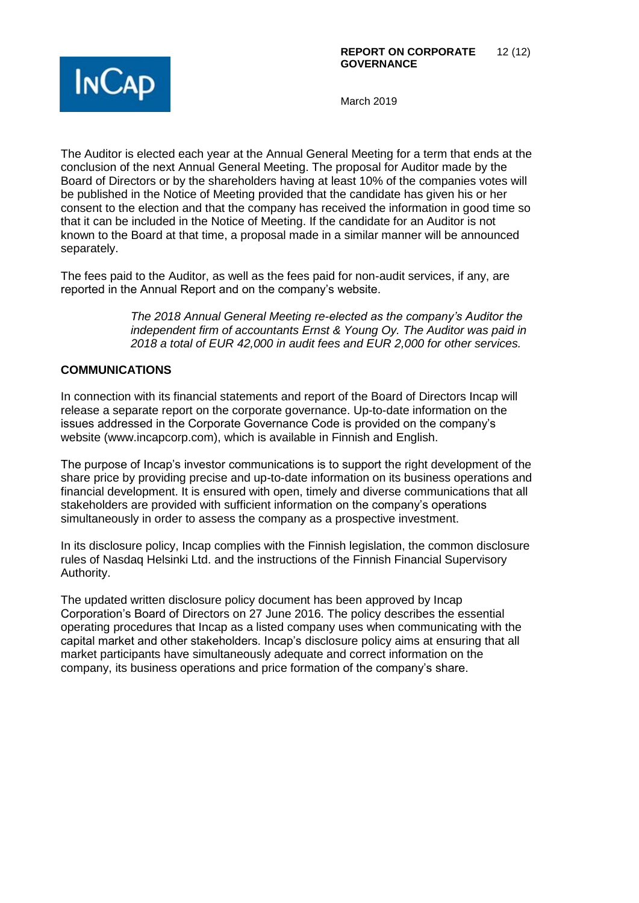The Auditor is elected each year at the Annual General Meeting for a term that ends at the conclusion of the next Annual General Meeting. The proposal for Auditor made by the Board of Directors or by the shareholders having at least 10% of the companies votes will be published in the Notice of Meeting provided that the candidate has given his or her consent to the election and that the company has received the information in good time so that it can be included in the Notice of Meeting. If the candidate for an Auditor is not known to the Board at that time, a proposal made in a similar manner will be announced separately.

The fees paid to the Auditor, as well as the fees paid for non-audit services, if any, are reported in the Annual Report and on the company's website.

> *The 2018 Annual General Meeting re-elected as the company's Auditor the independent firm of accountants Ernst & Young Oy. The Auditor was paid in 2018 a total of EUR 42,000 in audit fees and EUR 2,000 for other services.*

## COMMUNICATIONS

In connection with its financial statements and report of the Board of Directors Incap will release a separate report on the corporate governance. Up-to-date information on the issues addressed in the Corporate Governance Code is provided on the company's website (www.incapcorp.com), which is available in Finnish and English.

The purpose of Incap's investor communications is to support the right development of the share price by providing precise and up-to-date information on its business operations and financial development. It is ensured with open, timely and diverse communications that all stakeholders are provided with sufficient information on the company's operations simultaneously in order to assess the company as a prospective investment.

In its disclosure policy, Incap complies with the Finnish legislation, the common disclosure rules of Nasdaq Helsinki Ltd. and the instructions of the Finnish Financial Supervisory Authority.

The updated written disclosure policy document has been approved by Incap Corporation's Board of Directors on 27 June 2016. The policy describes the essential operating procedures that Incap as a listed company uses when communicating with the capital market and other stakeholders. Incap's disclosure policy aims at ensuring that all market participants have simultaneously adequate and correct information on the company, its business operations and price formation of the company's share.